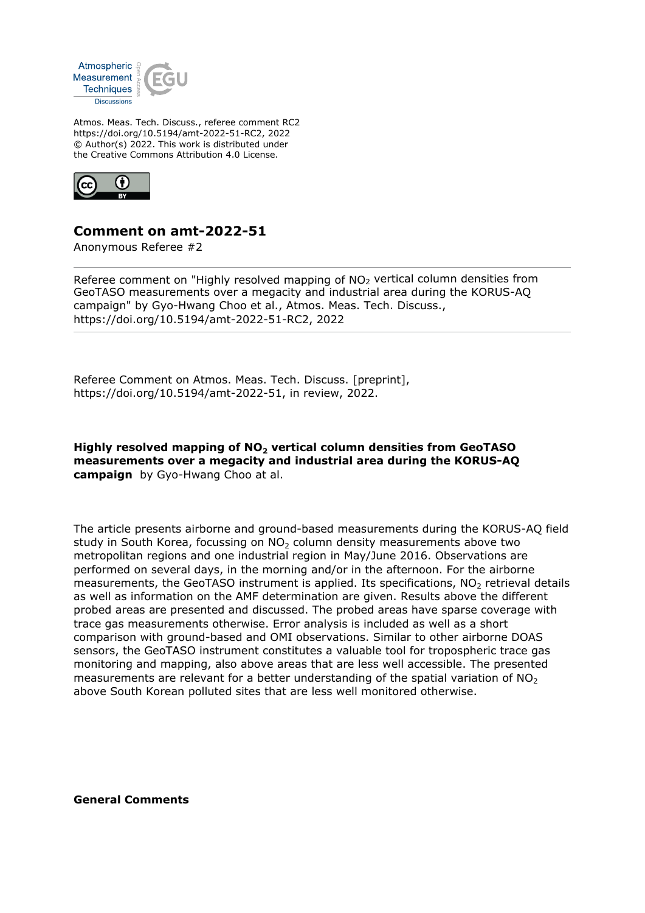Atmos. Meas. Tech. Discuss., referee comment RC2
https://doi.org/10.5194/amt-2022-51-RC2, 2022
© Author(s) 2022. This work is distributed under
the Creative Commons Attribution 4.0 License.

## Comment on amt-2022-51

Anonymous Referee #2

Referee comment on "Highly resolved mapping of $NO_2$ vertical column densities from GeoTASO measurements over a megacity and industrial area during the KORUS-AQ campaign" by Gyo-Hwang Choo et al., Atmos. Meas. Tech. Discuss., https://doi.org/10.5194/amt-2022-51-RC2, 2022

Referee Comment on Atmos. Meas. Tech. Discuss. [preprint], https://doi.org/10.5194/amt-2022-51, in review, 2022.

**Highly resolved mapping of $NO_2$ vertical column densities from GeoTASO measurements over a megacity and industrial area during the KORUS-AQ campaign** by Gyo-Hwang Choo at al.

The article presents airborne and ground-based measurements during the KORUS-AQ field study in South Korea, focussing on $NO_2$ column density measurements above two metropolitan regions and one industrial region in May/June 2016. Observations are performed on several days, in the morning and/or in the afternoon. For the airborne measurements, the GeoTASO instrument is applied. Its specifications, $NO_2$ retrieval details as well as information on the AMF determination are given. Results above the different probed areas are presented and discussed. The probed areas have sparse coverage with trace gas measurements otherwise. Error analysis is included as well as a short comparison with ground-based and OMI observations. Similar to other airborne DOAS sensors, the GeoTASO instrument constitutes a valuable tool for tropospheric trace gas monitoring and mapping, also above areas that are less well accessible. The presented measurements are relevant for a better understanding of the spatial variation of $NO_2$ above South Korean polluted sites that are less well monitored otherwise.

**General Comments**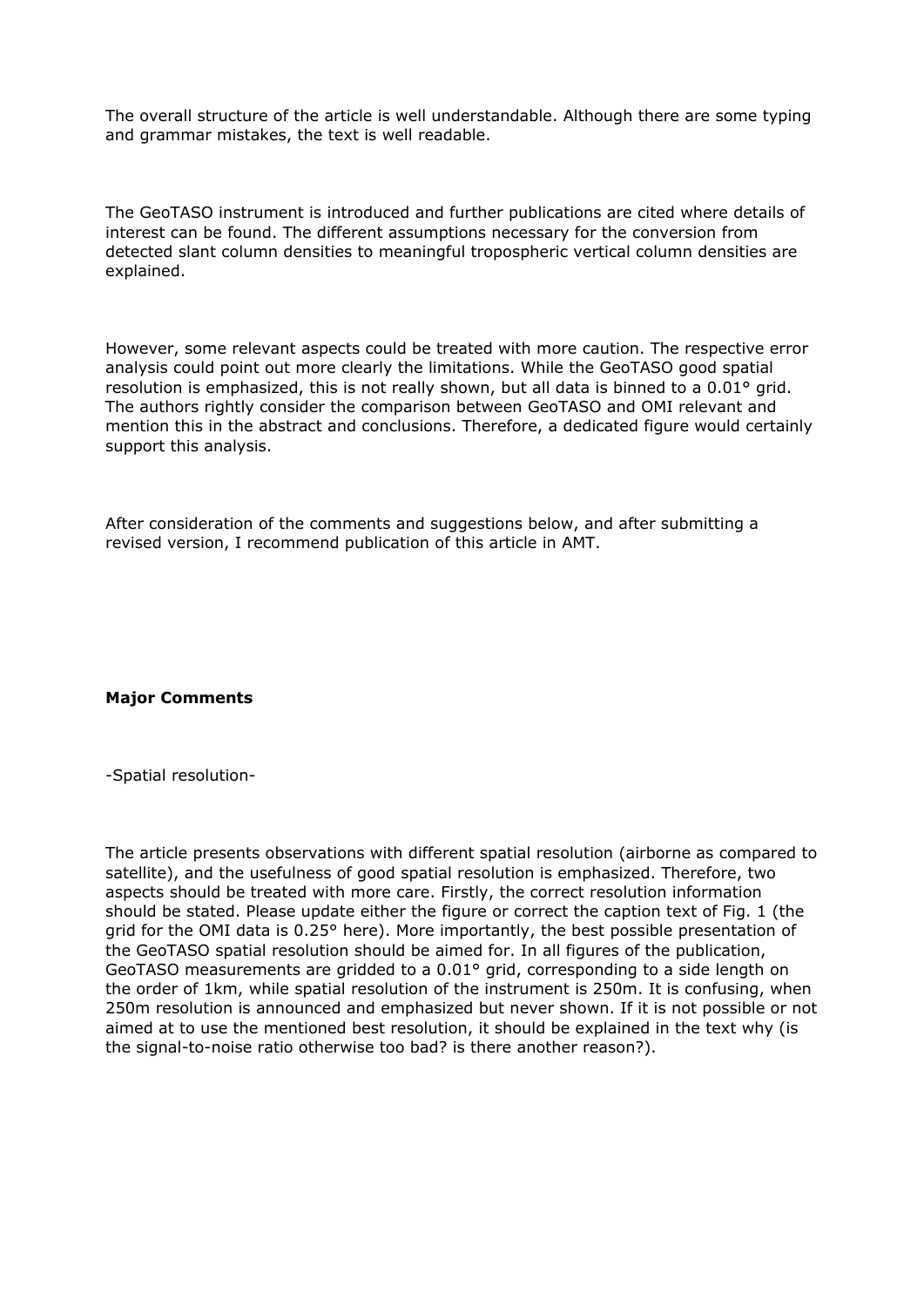The overall structure of the article is well understandable. Although there are some typing and grammar mistakes, the text is well readable.

The GeoTASO instrument is introduced and further publications are cited where details of interest can be found. The different assumptions necessary for the conversion from detected slant column densities to meaningful tropospheric vertical column densities are explained.

However, some relevant aspects could be treated with more caution. The respective error analysis could point out more clearly the limitations. While the GeoTASO good spatial resolution is emphasized, this is not really shown, but all data is binned to a 0.01° grid. The authors rightly consider the comparison between GeoTASO and OMI relevant and mention this in the abstract and conclusions. Therefore, a dedicated figure would certainly support this analysis.

After consideration of the comments and suggestions below, and after submitting a revised version, I recommend publication of this article in AMT.

**Major Comments**

-Spatial resolution-

The article presents observations with different spatial resolution (airborne as compared to satellite), and the usefulness of good spatial resolution is emphasized. Therefore, two aspects should be treated with more care. Firstly, the correct resolution information should be stated. Please update either the figure or correct the caption text of Fig. 1 (the grid for the OMI data is 0.25° here). More importantly, the best possible presentation of the GeoTASO spatial resolution should be aimed for. In all figures of the publication, GeoTASO measurements are gridded to a 0.01° grid, corresponding to a side length on the order of 1km, while spatial resolution of the instrument is 250m. It is confusing, when 250m resolution is announced and emphasized but never shown. If it is not possible or not aimed at to use the mentioned best resolution, it should be explained in the text why (is the signal-to-noise ratio otherwise too bad? is there another reason?).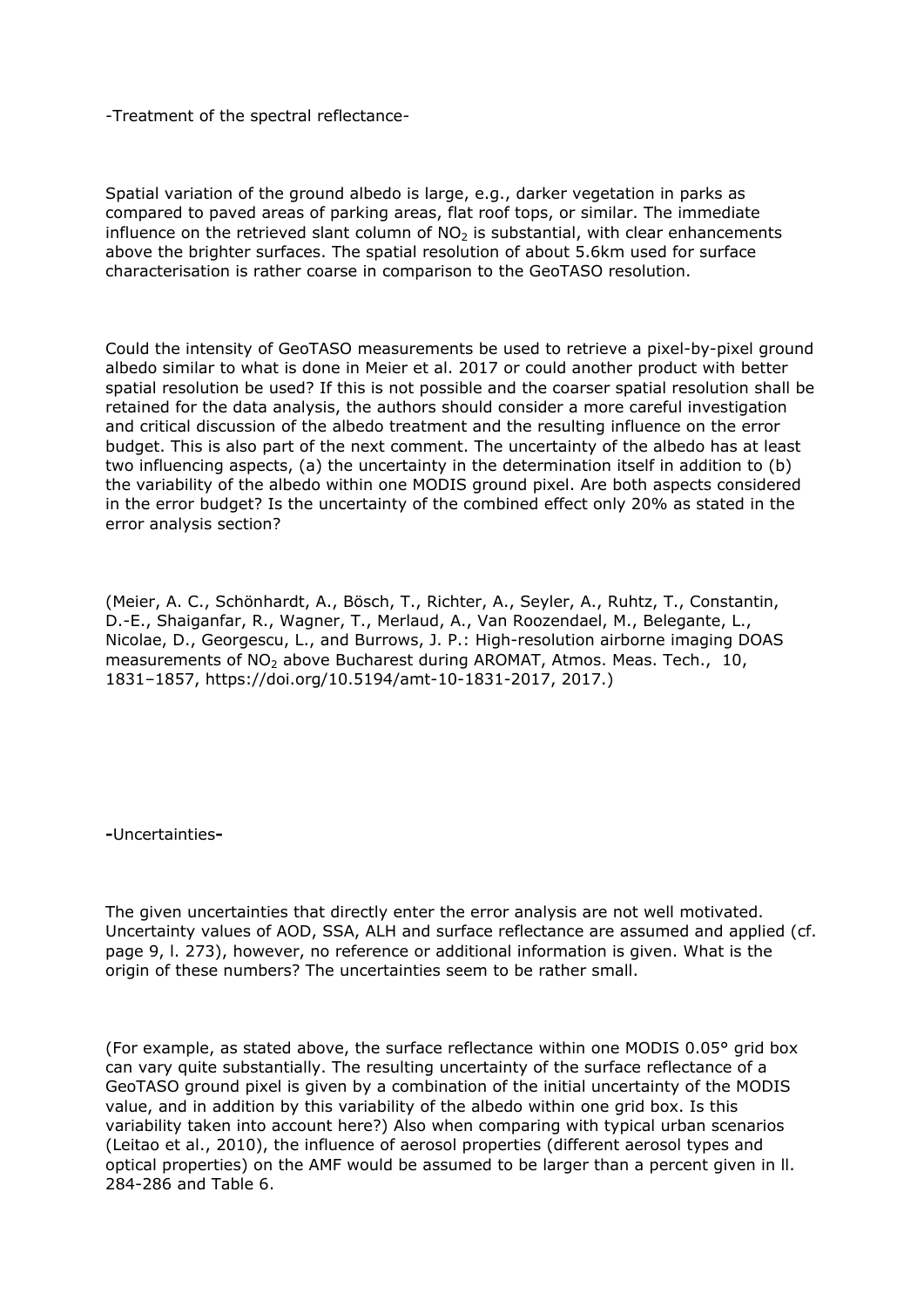-Treatment of the spectral reflectance-

Spatial variation of the ground albedo is large, e.g., darker vegetation in parks as compared to paved areas of parking areas, flat roof tops, or similar. The immediate influence on the retrieved slant column of $NO_2$ is substantial, with clear enhancements above the brighter surfaces. The spatial resolution of about 5.6km used for surface characterisation is rather coarse in comparison to the GeoTASO resolution.

Could the intensity of GeoTASO measurements be used to retrieve a pixel-by-pixel ground albedo similar to what is done in Meier et al. 2017 or could another product with better spatial resolution be used? If this is not possible and the coarser spatial resolution shall be retained for the data analysis, the authors should consider a more careful investigation and critical discussion of the albedo treatment and the resulting influence on the error budget. This is also part of the next comment. The uncertainty of the albedo has at least two influencing aspects, (a) the uncertainty in the determination itself in addition to (b) the variability of the albedo within one MODIS ground pixel. Are both aspects considered in the error budget? Is the uncertainty of the combined effect only 20% as stated in the error analysis section?

(Meier, A. C., Schönhardt, A., Bösch, T., Richter, A., Seyler, A., Ruhtz, T., Constantin, D.-E., Shaiganfar, R., Wagner, T., Merlaud, A., Van Roozendael, M., Belegante, L., Nicolae, D., Georgescu, L., and Burrows, J. P.: High-resolution airborne imaging DOAS measurements of $NO_2$ above Bucharest during AROMAT, Atmos. Meas. Tech., 10, 1831–1857, https://doi.org/10.5194/amt-10-1831-2017, 2017.)

**-**Uncertainties**-**

The given uncertainties that directly enter the error analysis are not well motivated. Uncertainty values of AOD, SSA, ALH and surface reflectance are assumed and applied (cf. page 9, l. 273), however, no reference or additional information is given. What is the origin of these numbers? The uncertainties seem to be rather small.

(For example, as stated above, the surface reflectance within one MODIS 0.05° grid box can vary quite substantially. The resulting uncertainty of the surface reflectance of a GeoTASO ground pixel is given by a combination of the initial uncertainty of the MODIS value, and in addition by this variability of the albedo within one grid box. Is this variability taken into account here?) Also when comparing with typical urban scenarios (Leitao et al., 2010), the influence of aerosol properties (different aerosol types and optical properties) on the AMF would be assumed to be larger than a percent given in ll. 284-286 and Table 6.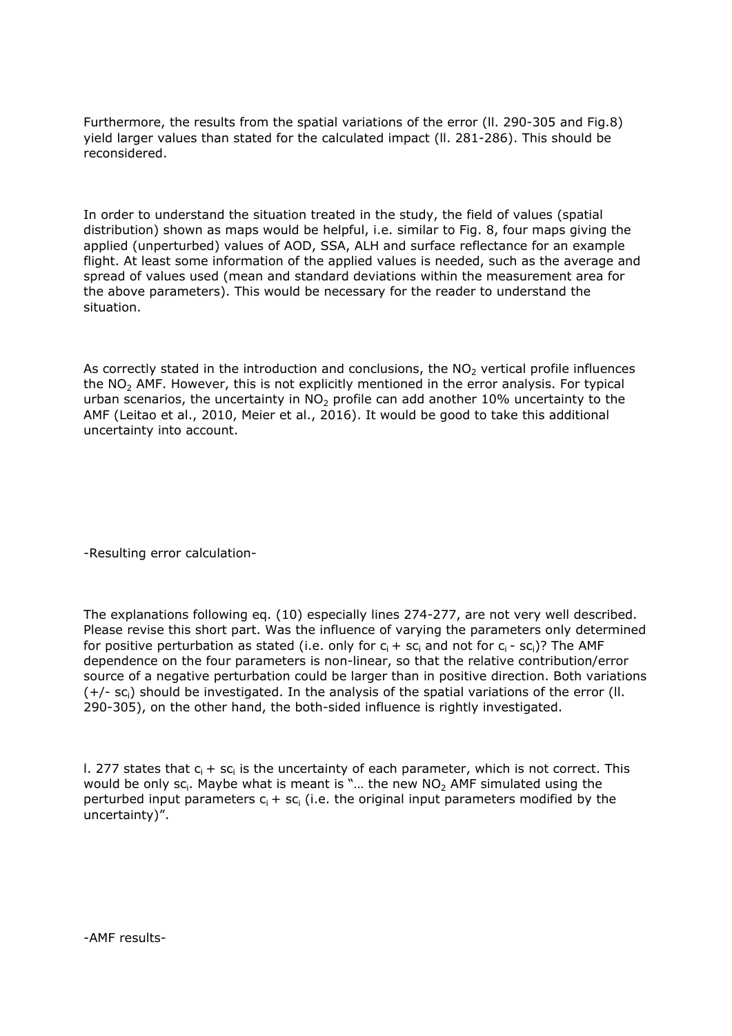Furthermore, the results from the spatial variations of the error (ll. 290-305 and Fig.8) yield larger values than stated for the calculated impact (ll. 281-286). This should be reconsidered.

In order to understand the situation treated in the study, the field of values (spatial distribution) shown as maps would be helpful, i.e. similar to Fig. 8, four maps giving the applied (unperturbed) values of AOD, SSA, ALH and surface reflectance for an example flight. At least some information of the applied values is needed, such as the average and spread of values used (mean and standard deviations within the measurement area for the above parameters). This would be necessary for the reader to understand the situation.

As correctly stated in the introduction and conclusions, the $NO_2$ vertical profile influences the $NO_2$ AMF. However, this is not explicitly mentioned in the error analysis. For typical urban scenarios, the uncertainty in $NO_2$ profile can add another 10% uncertainty to the AMF (Leitao et al., 2010, Meier et al., 2016). It would be good to take this additional uncertainty into account.

-Resulting error calculation-

The explanations following eq. (10) especially lines 274-277, are not very well described. Please revise this short part. Was the influence of varying the parameters only determined for positive perturbation as stated (i.e. only for $c_i + sc_i$ and not for $c_i - sc_i$)? The AMF dependence on the four parameters is non-linear, so that the relative contribution/error source of a negative perturbation could be larger than in positive direction. Both variations ($+/- sc_i$) should be investigated. In the analysis of the spatial variations of the error (ll. 290-305), on the other hand, the both-sided influence is rightly investigated.

l. 277 states that $c_i + sc_i$ is the uncertainty of each parameter, which is not correct. This would be only $sc_i$. Maybe what is meant is "… the new $NO_2$ AMF simulated using the perturbed input parameters $c_i + sc_i$ (i.e. the original input parameters modified by the uncertainty)".

-AMF results-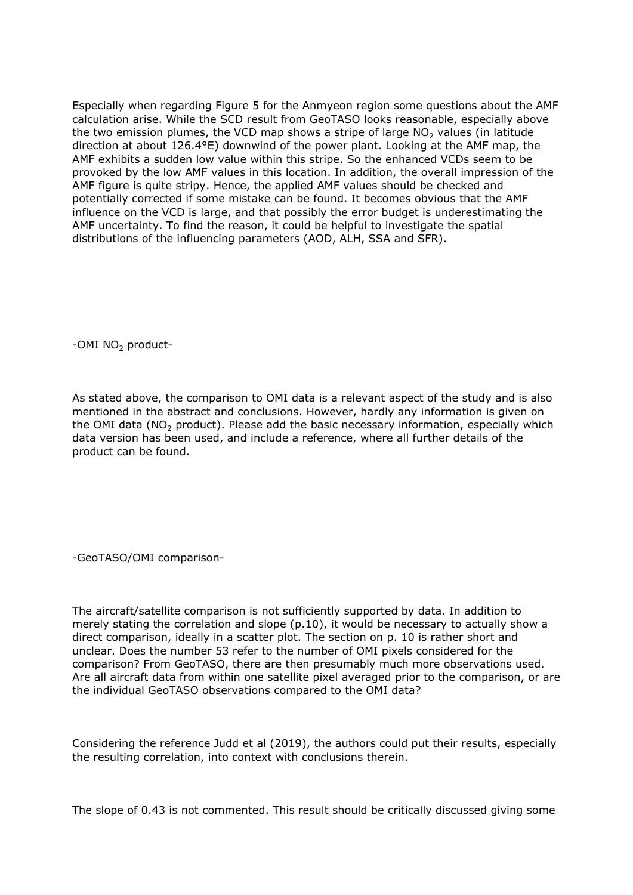Especially when regarding Figure 5 for the Anmyeon region some questions about the AMF calculation arise. While the SCD result from GeoTASO looks reasonable, especially above the two emission plumes, the VCD map shows a stripe of large $NO_2$ values (in latitude direction at about 126.4°E) downwind of the power plant. Looking at the AMF map, the AMF exhibits a sudden low value within this stripe. So the enhanced VCDs seem to be provoked by the low AMF values in this location. In addition, the overall impression of the AMF figure is quite stripy. Hence, the applied AMF values should be checked and potentially corrected if some mistake can be found. It becomes obvious that the AMF influence on the VCD is large, and that possibly the error budget is underestimating the AMF uncertainty. To find the reason, it could be helpful to investigate the spatial distributions of the influencing parameters (AOD, ALH, SSA and SFR).

-OMI $NO_2$ product-

As stated above, the comparison to OMI data is a relevant aspect of the study and is also mentioned in the abstract and conclusions. However, hardly any information is given on the OMI data ($NO_2$ product). Please add the basic necessary information, especially which data version has been used, and include a reference, where all further details of the product can be found.

-GeoTASO/OMI comparison-

The aircraft/satellite comparison is not sufficiently supported by data. In addition to merely stating the correlation and slope (p.10), it would be necessary to actually show a direct comparison, ideally in a scatter plot. The section on p. 10 is rather short and unclear. Does the number 53 refer to the number of OMI pixels considered for the comparison? From GeoTASO, there are then presumably much more observations used. Are all aircraft data from within one satellite pixel averaged prior to the comparison, or are the individual GeoTASO observations compared to the OMI data?

Considering the reference Judd et al (2019), the authors could put their results, especially the resulting correlation, into context with conclusions therein.

The slope of 0.43 is not commented. This result should be critically discussed giving some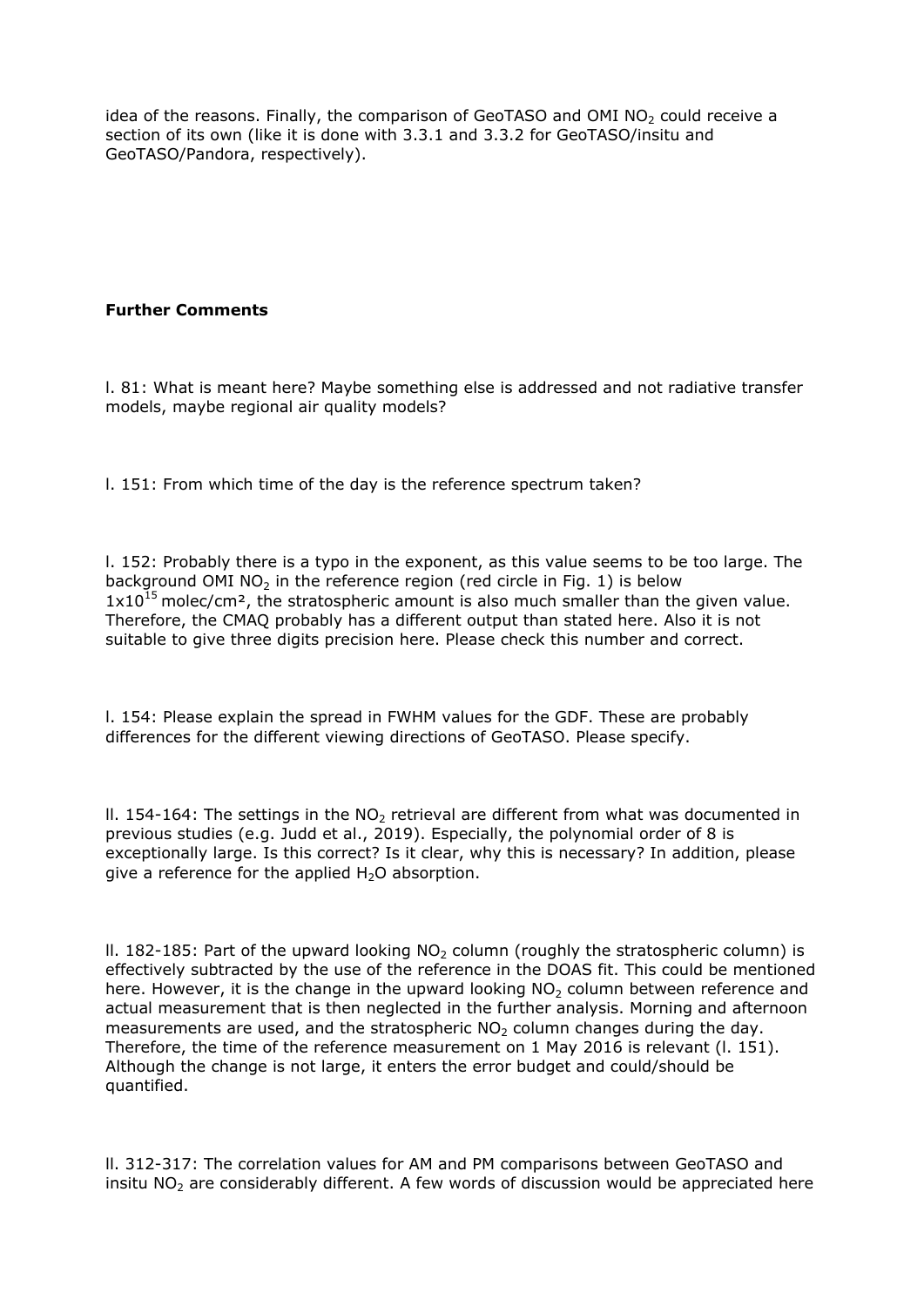idea of the reasons. Finally, the comparison of GeoTASO and OMI $NO_2$ could receive a section of its own (like it is done with 3.3.1 and 3.3.2 for GeoTASO/insitu and GeoTASO/Pandora, respectively).

**Further Comments**

l. 81: What is meant here? Maybe something else is addressed and not radiative transfer models, maybe regional air quality models?

l. 151: From which time of the day is the reference spectrum taken?

l. 152: Probably there is a typo in the exponent, as this value seems to be too large. The background OMI $NO_2$ in the reference region (red circle in Fig. 1) is below $1x10^{15}$ molec/cm², the stratospheric amount is also much smaller than the given value. Therefore, the CMAQ probably has a different output than stated here. Also it is not suitable to give three digits precision here. Please check this number and correct.

l. 154: Please explain the spread in FWHM values for the GDF. These are probably differences for the different viewing directions of GeoTASO. Please specify.

ll. 154-164: The settings in the $NO_2$ retrieval are different from what was documented in previous studies (e.g. Judd et al., 2019). Especially, the polynomial order of 8 is exceptionally large. Is this correct? Is it clear, why this is necessary? In addition, please give a reference for the applied $H_2O$ absorption.

ll. 182-185: Part of the upward looking $NO_2$ column (roughly the stratospheric column) is effectively subtracted by the use of the reference in the DOAS fit. This could be mentioned here. However, it is the change in the upward looking $NO_2$ column between reference and actual measurement that is then neglected in the further analysis. Morning and afternoon measurements are used, and the stratospheric $NO_2$ column changes during the day. Therefore, the time of the reference measurement on 1 May 2016 is relevant (l. 151). Although the change is not large, it enters the error budget and could/should be quantified.

ll. 312-317: The correlation values for AM and PM comparisons between GeoTASO and insitu $NO_2$ are considerably different. A few words of discussion would be appreciated here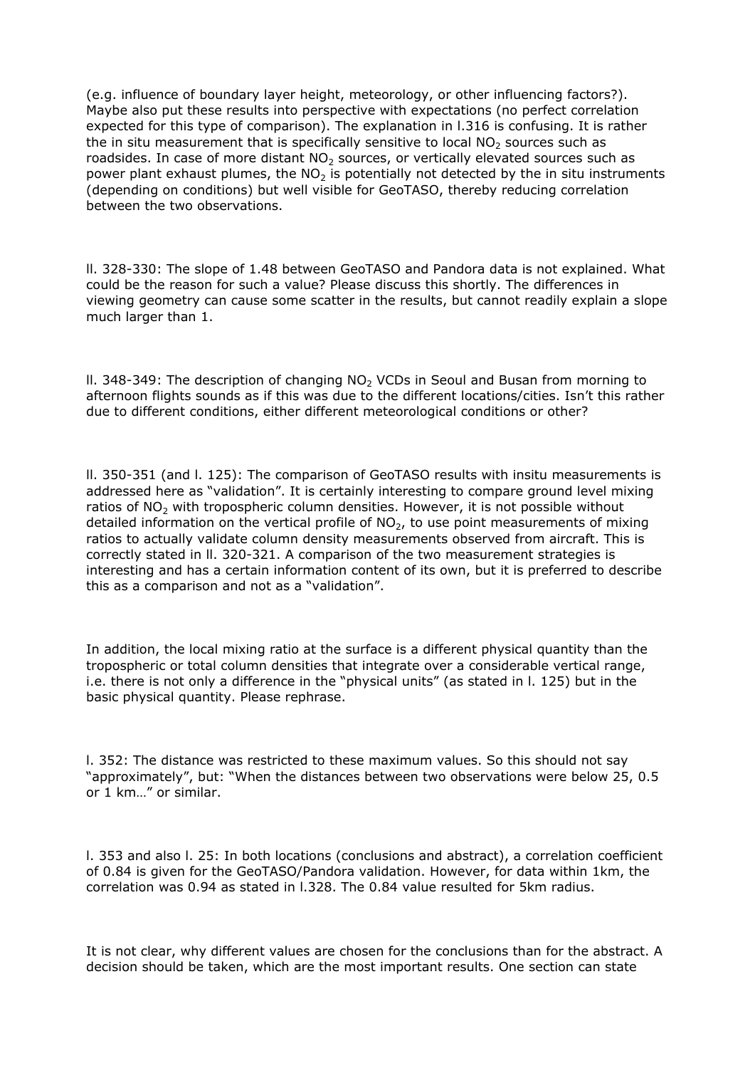(e.g. influence of boundary layer height, meteorology, or other influencing factors?). Maybe also put these results into perspective with expectations (no perfect correlation expected for this type of comparison). The explanation in l.316 is confusing. It is rather the in situ measurement that is specifically sensitive to local $NO_2$ sources such as roadsides. In case of more distant $NO_2$ sources, or vertically elevated sources such as power plant exhaust plumes, the $NO_2$ is potentially not detected by the in situ instruments (depending on conditions) but well visible for GeoTASO, thereby reducing correlation between the two observations.

ll. 328-330: The slope of 1.48 between GeoTASO and Pandora data is not explained. What could be the reason for such a value? Please discuss this shortly. The differences in viewing geometry can cause some scatter in the results, but cannot readily explain a slope much larger than 1.

ll. 348-349: The description of changing $NO_2$ VCDs in Seoul and Busan from morning to afternoon flights sounds as if this was due to the different locations/cities. Isn't this rather due to different conditions, either different meteorological conditions or other?

ll. 350-351 (and l. 125): The comparison of GeoTASO results with insitu measurements is addressed here as "validation". It is certainly interesting to compare ground level mixing ratios of $NO_2$ with tropospheric column densities. However, it is not possible without detailed information on the vertical profile of $NO_2$, to use point measurements of mixing ratios to actually validate column density measurements observed from aircraft. This is correctly stated in ll. 320-321. A comparison of the two measurement strategies is interesting and has a certain information content of its own, but it is preferred to describe this as a comparison and not as a "validation".

In addition, the local mixing ratio at the surface is a different physical quantity than the tropospheric or total column densities that integrate over a considerable vertical range, i.e. there is not only a difference in the "physical units" (as stated in l. 125) but in the basic physical quantity. Please rephrase.

l. 352: The distance was restricted to these maximum values. So this should not say "approximately", but: "When the distances between two observations were below 25, 0.5 or 1 km…" or similar.

l. 353 and also l. 25: In both locations (conclusions and abstract), a correlation coefficient of 0.84 is given for the GeoTASO/Pandora validation. However, for data within 1km, the correlation was 0.94 as stated in l.328. The 0.84 value resulted for 5km radius.

It is not clear, why different values are chosen for the conclusions than for the abstract. A decision should be taken, which are the most important results. One section can state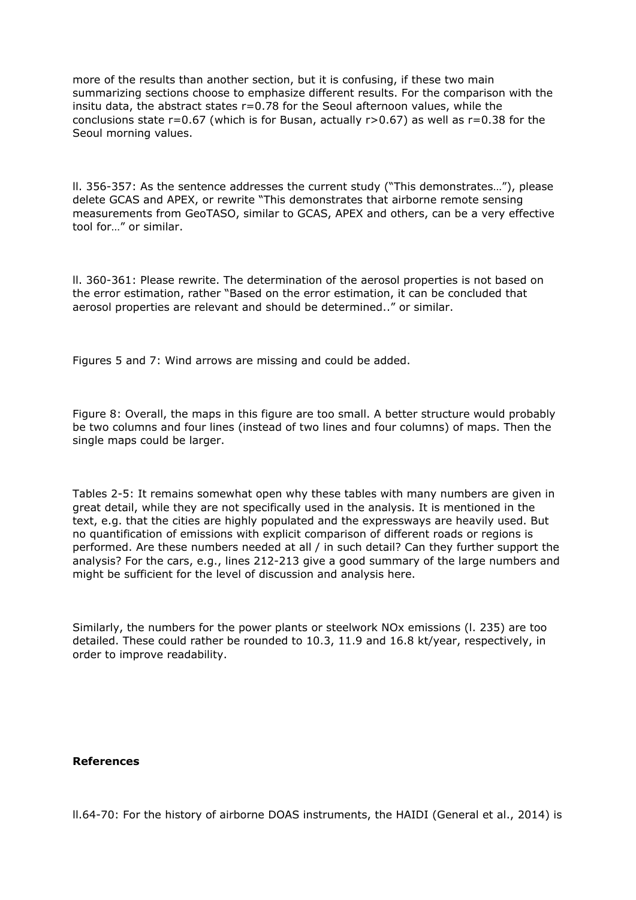more of the results than another section, but it is confusing, if these two main summarizing sections choose to emphasize different results. For the comparison with the insitu data, the abstract states $r=0.78$ for the Seoul afternoon values, while the conclusions state $r=0.67$ (which is for Busan, actually $r>0.67$) as well as $r=0.38$ for the Seoul morning values.

ll. 356-357: As the sentence addresses the current study ("This demonstrates…"), please delete GCAS and APEX, or rewrite "This demonstrates that airborne remote sensing measurements from GeoTASO, similar to GCAS, APEX and others, can be a very effective tool for…" or similar.

ll. 360-361: Please rewrite. The determination of the aerosol properties is not based on the error estimation, rather "Based on the error estimation, it can be concluded that aerosol properties are relevant and should be determined.." or similar.

Figures 5 and 7: Wind arrows are missing and could be added.

Figure 8: Overall, the maps in this figure are too small. A better structure would probably be two columns and four lines (instead of two lines and four columns) of maps. Then the single maps could be larger.

Tables 2-5: It remains somewhat open why these tables with many numbers are given in great detail, while they are not specifically used in the analysis. It is mentioned in the text, e.g. that the cities are highly populated and the expressways are heavily used. But no quantification of emissions with explicit comparison of different roads or regions is performed. Are these numbers needed at all / in such detail? Can they further support the analysis? For the cars, e.g., lines 212-213 give a good summary of the large numbers and might be sufficient for the level of discussion and analysis here.

Similarly, the numbers for the power plants or steelwork $NO_x$ emissions (l. 235) are too detailed. These could rather be rounded to 10.3, 11.9 and 16.8 kt/year, respectively, in order to improve readability.

**References**

ll.64-70: For the history of airborne DOAS instruments, the HAIDI (General et al., 2014) is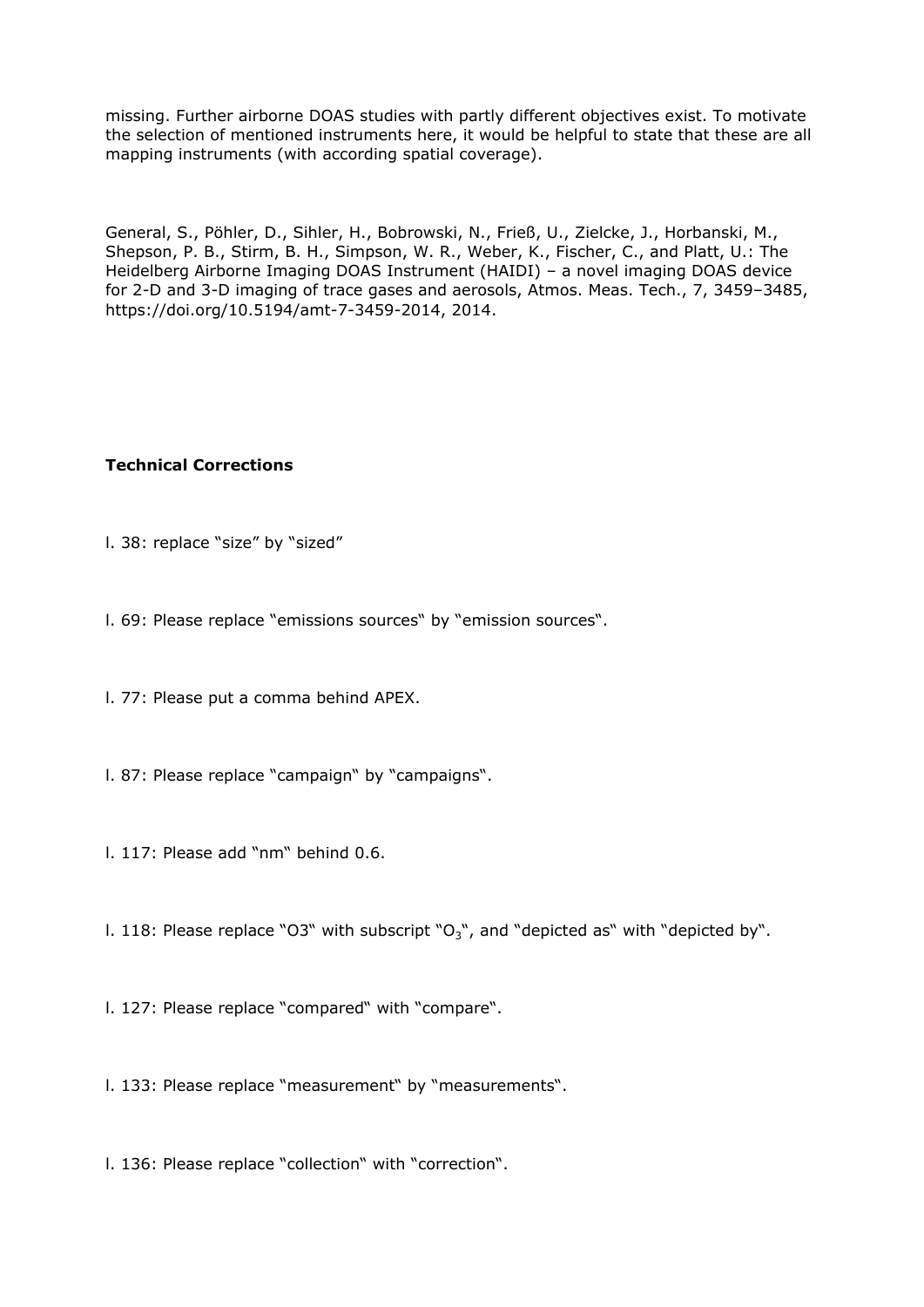missing. Further airborne DOAS studies with partly different objectives exist. To motivate the selection of mentioned instruments here, it would be helpful to state that these are all mapping instruments (with according spatial coverage).

General, S., Pöhler, D., Sihler, H., Bobrowski, N., Frieß, U., Zielcke, J., Horbanski, M., Shepson, P. B., Stirm, B. H., Simpson, W. R., Weber, K., Fischer, C., and Platt, U.: The Heidelberg Airborne Imaging DOAS Instrument (HAIDI) – a novel imaging DOAS device for 2-D and 3-D imaging of trace gases and aerosols, Atmos. Meas. Tech., 7, 3459–3485, https://doi.org/10.5194/amt-7-3459-2014, 2014.

**Technical Corrections**

l. 38: replace "size" by "sized"

l. 69: Please replace "emissions sources" by "emission sources".

l. 77: Please put a comma behind APEX.

l. 87: Please replace "campaign" by "campaigns".

l. 117: Please add "nm" behind 0.6.

l. 118: Please replace "O3" with subscript "$O_3$", and "depicted as" with "depicted by".

l. 127: Please replace "compared" with "compare".

l. 133: Please replace "measurement" by "measurements".

l. 136: Please replace "collection" with "correction".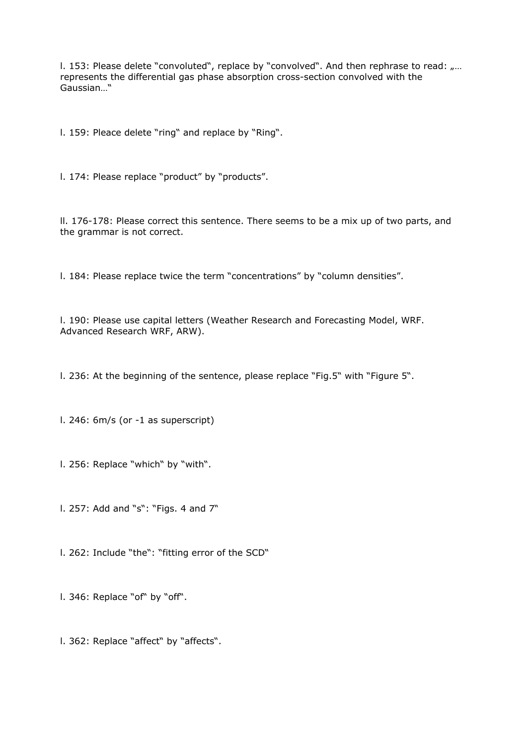l. 153: Please delete "convoluted", replace by "convolved". And then rephrase to read: „… represents the differential gas phase absorption cross-section convolved with the Gaussian…"

l. 159: Pleace delete "ring" and replace by "Ring".

l. 174: Please replace "product" by "products".

ll. 176-178: Please correct this sentence. There seems to be a mix up of two parts, and the grammar is not correct.

l. 184: Please replace twice the term "concentrations" by "column densities".

l. 190: Please use capital letters (Weather Research and Forecasting Model, WRF. Advanced Research WRF, ARW).

l. 236: At the beginning of the sentence, please replace "Fig.5" with "Figure 5".

l. 246: 6m/s (or -1 as superscript)

l. 256: Replace "which" by "with".

l. 257: Add and "s": "Figs. 4 and 7"

l. 262: Include "the": "fitting error of the SCD"

l. 346: Replace "of" by "off".

l. 362: Replace "affect" by "affects".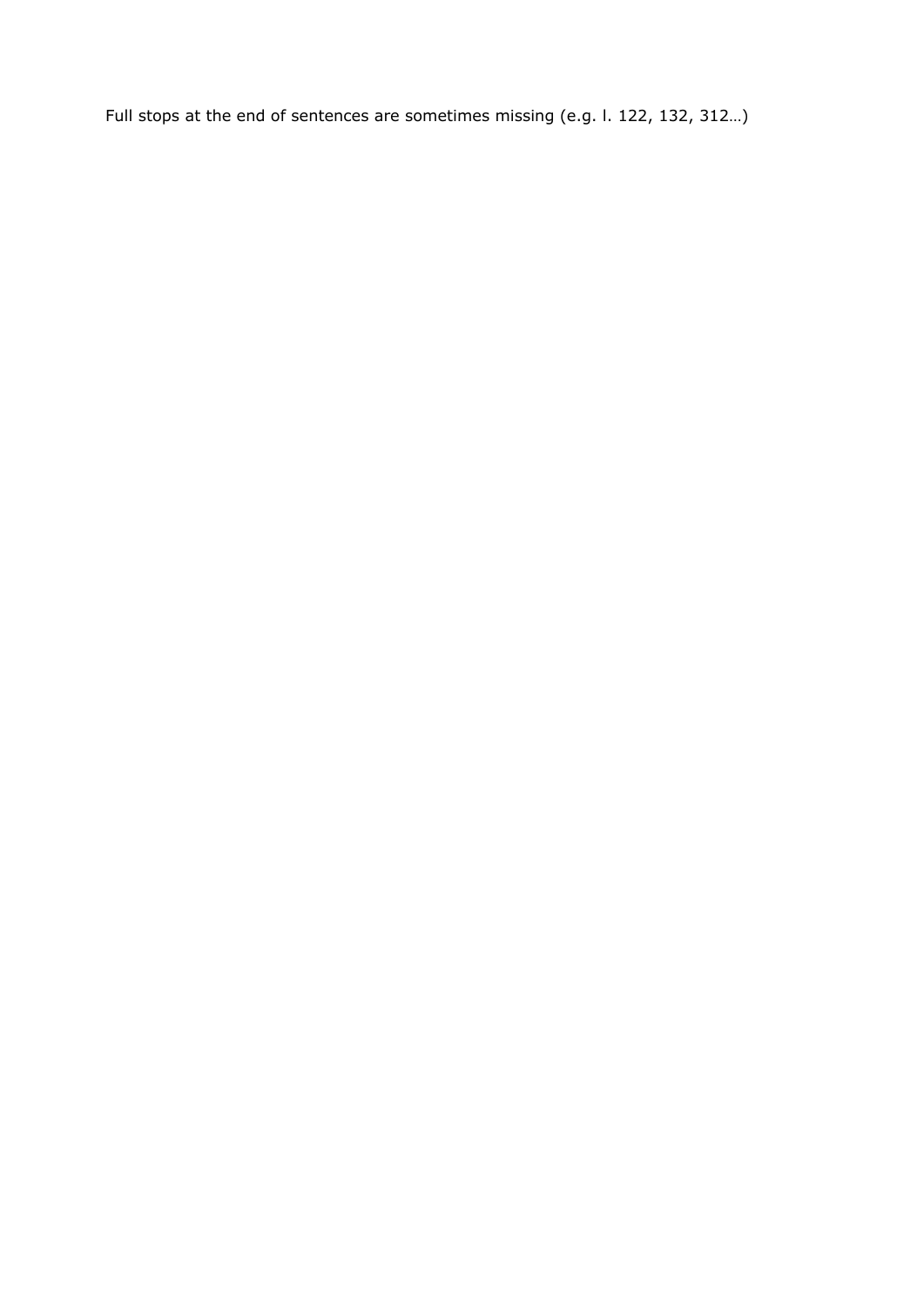Full stops at the end of sentences are sometimes missing (e.g. l. 122, 132, 312…)